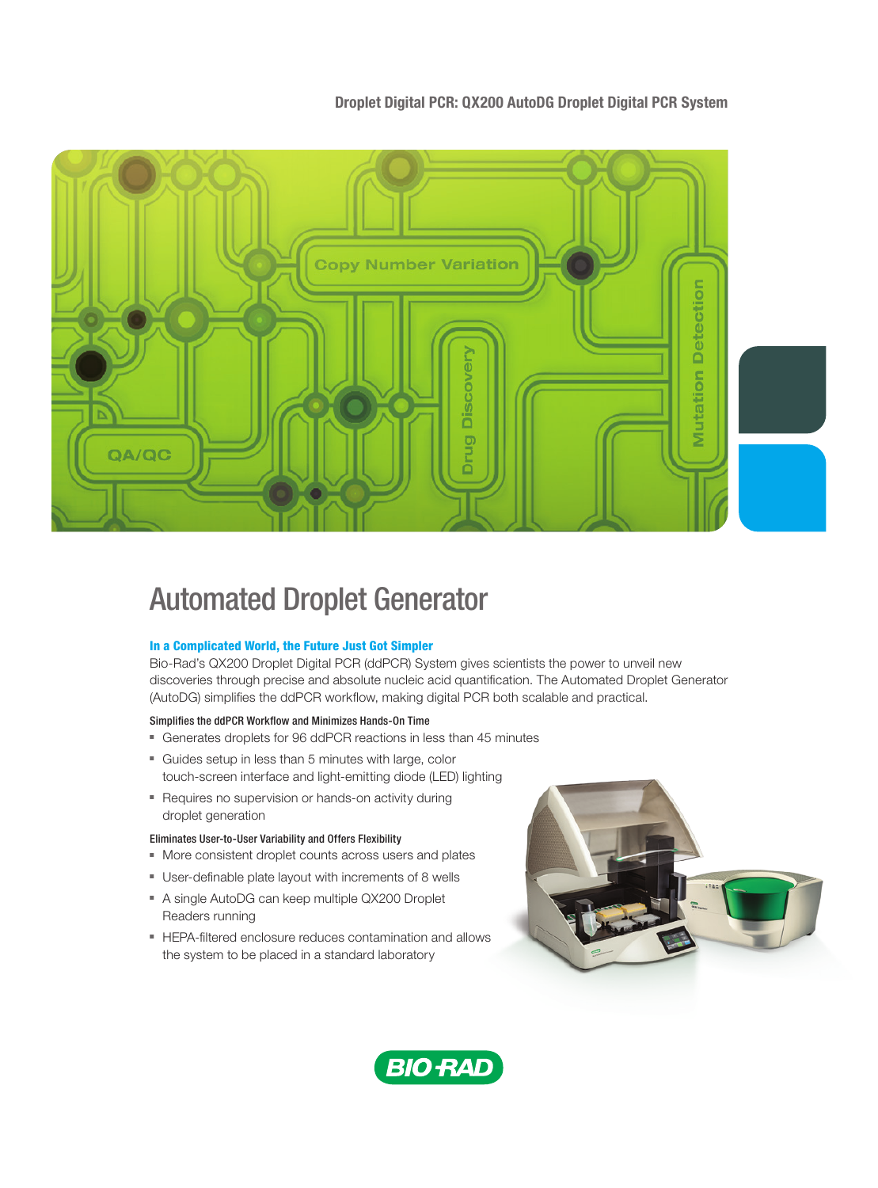Droplet Digital PCR: QX200 AutoDG Droplet Digital PCR System

# Automated Droplet Generator

### In a Complicated World, the Future Just Got Simpler

Bio-Rad's QX200 Droplet Digital PCR (ddPCR) System gives scientists the power to unveil new discoveries through precise and absolute nucleic acid quantification. The Automated Droplet Generator (AutoDG) simplifies the ddPCR workflow, making digital PCR both scalable and practical.

#### Simplifies the ddPCR Workflow and Minimizes Hands-On Time

- Generates droplets for 96 ddPCR reactions in less than 45 minutes
- Guides setup in less than 5 minutes with large, color touch-screen interface and light-emitting diode (LED) lighting
- Requires no supervision or hands-on activity during droplet generation

#### Eliminates User-to-User Variability and Offers Flexibility

- More consistent droplet counts across users and plates
- User-definable plate layout with increments of 8 wells
- A single AutoDG can keep multiple QX200 Droplet Readers running
- HEPA-filtered enclosure reduces contamination and allows the system to be placed in a standard laboratory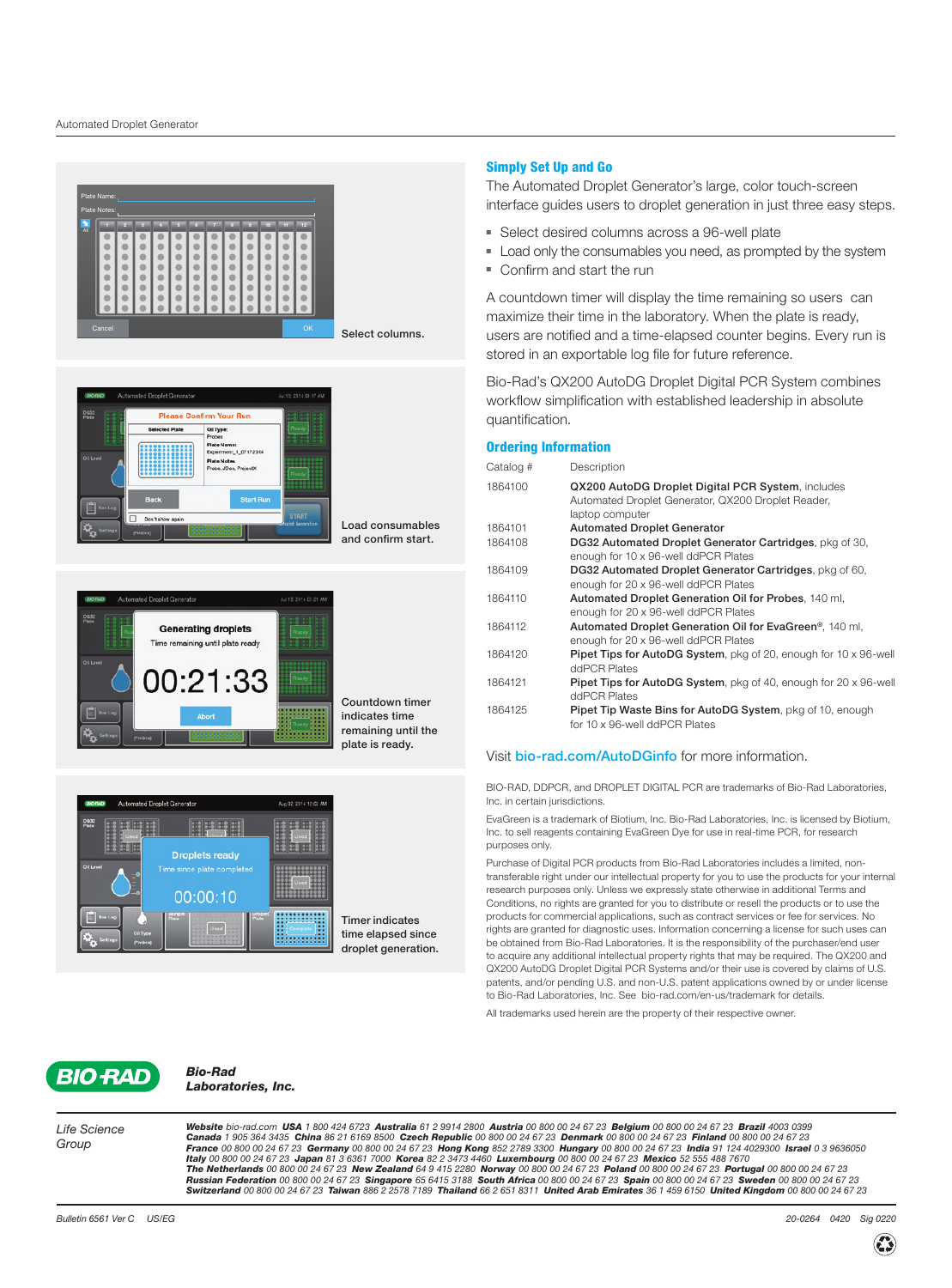Select columns.

Load consumables and confirm start.

Countdown timer indicates time remaining until the plate is ready.

Timer indicates time elapsed since droplet generation.

## Simply Set Up and Go

The Automated Droplet Generator's large, color touch-screen interface guides users to droplet generation in just three easy steps.

- Select desired columns across a 96-well plate
- Load only the consumables you need, as prompted by the system
- Confirm and start the run

A countdown timer will display the time remaining so users can maximize their time in the laboratory. When the plate is ready, users are notified and a time-elapsed counter begins. Every run is stored in an exportable log file for future reference.

Bio-Rad's QX200 AutoDG Droplet Digital PCR System combines workflow simplification with established leadership in absolute quantification.

## Ordering Information

| Catalog # | Description |
|---|---|
| 1864100 | **QX200 AutoDG Droplet Digital PCR System**, includes Automated Droplet Generator, QX200 Droplet Reader, laptop computer |
| 1864101 | **Automated Droplet Generator** |
| 1864108 | **DG32 Automated Droplet Generator Cartridges**, pkg of 30, enough for 10 x 96-well ddPCR Plates |
| 1864109 | **DG32 Automated Droplet Generator Cartridges**, pkg of 60, enough for 20 x 96-well ddPCR Plates |
| 1864110 | **Automated Droplet Generation Oil for Probes**, 140 ml, enough for 20 x 96-well ddPCR Plates |
| 1864112 | **Automated Droplet Generation Oil for EvaGreen®**, 140 ml, enough for 20 x 96-well ddPCR Plates |
| 1864120 | **Pipet Tips for AutoDG System**, pkg of 20, enough for 10 x 96-well ddPCR Plates |
| 1864121 | **Pipet Tips for AutoDG System**, pkg of 40, enough for 20 x 96-well ddPCR Plates |
| 1864125 | **Pipet Tip Waste Bins for AutoDG System**, pkg of 10, enough for 10 x 96-well ddPCR Plates |

Visit bio-rad.com/AutoDGinfo for more information.

BIO-RAD, DDPCR, and DROPLET DIGITAL PCR are trademarks of Bio-Rad Laboratories, Inc. in certain jurisdictions.

EvaGreen is a trademark of Biotium, Inc. Bio-Rad Laboratories, Inc. is licensed by Biotium, Inc. to sell reagents containing EvaGreen Dye for use in real-time PCR, for research purposes only.

Purchase of Digital PCR products from Bio-Rad Laboratories includes a limited, non-transferable right under our intellectual property for you to use the products for your internal research purposes only. Unless we expressly state otherwise in additional Terms and Conditions, no rights are granted for you to distribute or resell the products or to use the products for commercial applications, such as contract services or fee for services. No rights are granted for diagnostic uses. Information concerning a license for such uses can be obtained from Bio-Rad Laboratories. It is the responsibility of the purchaser/end user to acquire any additional intellectual property rights that may be required. The QX200 and QX200 AutoDG Droplet Digital PCR Systems and/or their use is covered by claims of U.S. patents, and/or pending U.S. and non-U.S. patent applications owned by or under license to Bio-Rad Laboratories, Inc. See bio-rad.com/en-us/trademark for details.

All trademarks used herein are the property of their respective owner.

BIO-RAD

*Bio-Rad Laboratories, Inc.*

*Life Science Group*

***Website*** *bio-rad.com* ***USA*** *1 800 424 6723* ***Australia*** *61 2 9914 2800* ***Austria*** *00 800 00 24 67 23* ***Belgium*** *00 800 00 24 67 23* ***Brazil*** *4003 0399* ***Canada*** *1 905 364 3435* ***China*** *86 21 6169 8500* ***Czech Republic*** *00 800 00 24 67 23* ***Denmark*** *00 800 00 24 67 23* ***Finland*** *00 800 00 24 67 23* ***France*** *00 800 00 24 67 23* ***Germany*** *00 800 00 24 67 23* ***Hong Kong*** *852 2789 3300* ***Hungary*** *00 800 00 24 67 23* ***India*** *91 124 4029300* ***Israel*** *0 3 9636050* ***Italy*** *00 800 00 24 67 23* ***Japan*** *81 3 6361 7000* ***Korea*** *82 2 3473 4460* ***Luxembourg*** *00 800 00 24 67 23* ***Mexico*** *52 555 488 7670* ***The Netherlands*** *00 800 00 24 67 23* ***New Zealand*** *64 9 415 2280* ***Norway*** *00 800 00 24 67 23* ***Poland*** *00 800 00 24 67 23* ***Portugal*** *00 800 00 24 67 23* ***Russian Federation*** *00 800 00 24 67 23* ***Singapore*** *65 6415 3188* ***South Africa*** *00 800 00 24 67 23* ***Spain*** *00 800 00 24 67 23* ***Sweden*** *00 800 00 24 67 23* ***Switzerland*** *00 800 00 24 67 23* ***Taiwan*** *886 2 2578 7189* ***Thailand*** *66 2 651 8311* ***United Arab Emirates*** *36 1 459 6150* ***United Kingdom*** *00 800 00 24 67 23*

*Bulletin 6561 Ver C US/EG*

*20-0264 0420 Sig 0220*